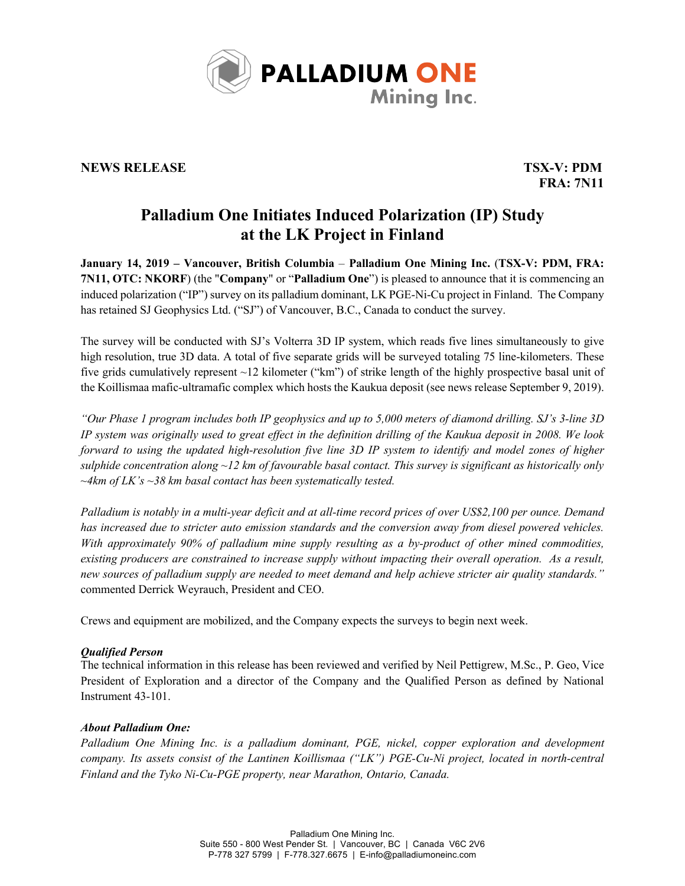**NEWS RELEASE** **TSX-V: PDM**
**FRA: 7N11**

# Palladium One Initiates Induced Polarization (IP) Study at the LK Project in Finland

**January 14, 2019 – Vancouver, British Columbia** – **Palladium One Mining Inc.** (**TSX-V: PDM, FRA: 7N11, OTC: NKORF**) (the "**Company**" or "**Palladium One**") is pleased to announce that it is commencing an induced polarization ("IP") survey on its palladium dominant, LK PGE-Ni-Cu project in Finland. The Company has retained SJ Geophysics Ltd. ("SJ") of Vancouver, B.C., Canada to conduct the survey.

The survey will be conducted with SJ's Volterra 3D IP system, which reads five lines simultaneously to give high resolution, true 3D data. A total of five separate grids will be surveyed totaling 75 line-kilometers. These five grids cumulatively represent ~12 kilometer ("km") of strike length of the highly prospective basal unit of the Koillismaa mafic-ultramafic complex which hosts the Kaukua deposit (see news release September 9, 2019).

*"Our Phase 1 program includes both IP geophysics and up to 5,000 meters of diamond drilling. SJ's 3-line 3D IP system was originally used to great effect in the definition drilling of the Kaukua deposit in 2008. We look forward to using the updated high-resolution five line 3D IP system to identify and model zones of higher sulphide concentration along ~12 km of favourable basal contact. This survey is significant as historically only ~4km of LK's ~38 km basal contact has been systematically tested.*

*Palladium is notably in a multi-year deficit and at all-time record prices of over US$2,100 per ounce. Demand has increased due to stricter auto emission standards and the conversion away from diesel powered vehicles. With approximately 90% of palladium mine supply resulting as a by-product of other mined commodities, existing producers are constrained to increase supply without impacting their overall operation. As a result, new sources of palladium supply are needed to meet demand and help achieve stricter air quality standards."* commented Derrick Weyrauch, President and CEO.

Crews and equipment are mobilized, and the Company expects the surveys to begin next week.

***Qualified Person***
The technical information in this release has been reviewed and verified by Neil Pettigrew, M.Sc., P. Geo, Vice President of Exploration and a director of the Company and the Qualified Person as defined by National Instrument 43-101.

***About Palladium One:***
*Palladium One Mining Inc. is a palladium dominant, PGE, nickel, copper exploration and development company. Its assets consist of the Lantinen Koillismaa ("LK") PGE-Cu-Ni project, located in north-central Finland and the Tyko Ni-Cu-PGE property, near Marathon, Ontario, Canada.*

Palladium One Mining Inc.
Suite 550 - 800 West Pender St. | Vancouver, BC | Canada V6C 2V6
P-778 327 5799 | F-778.327.6675 | E-info@palladiumoneinc.com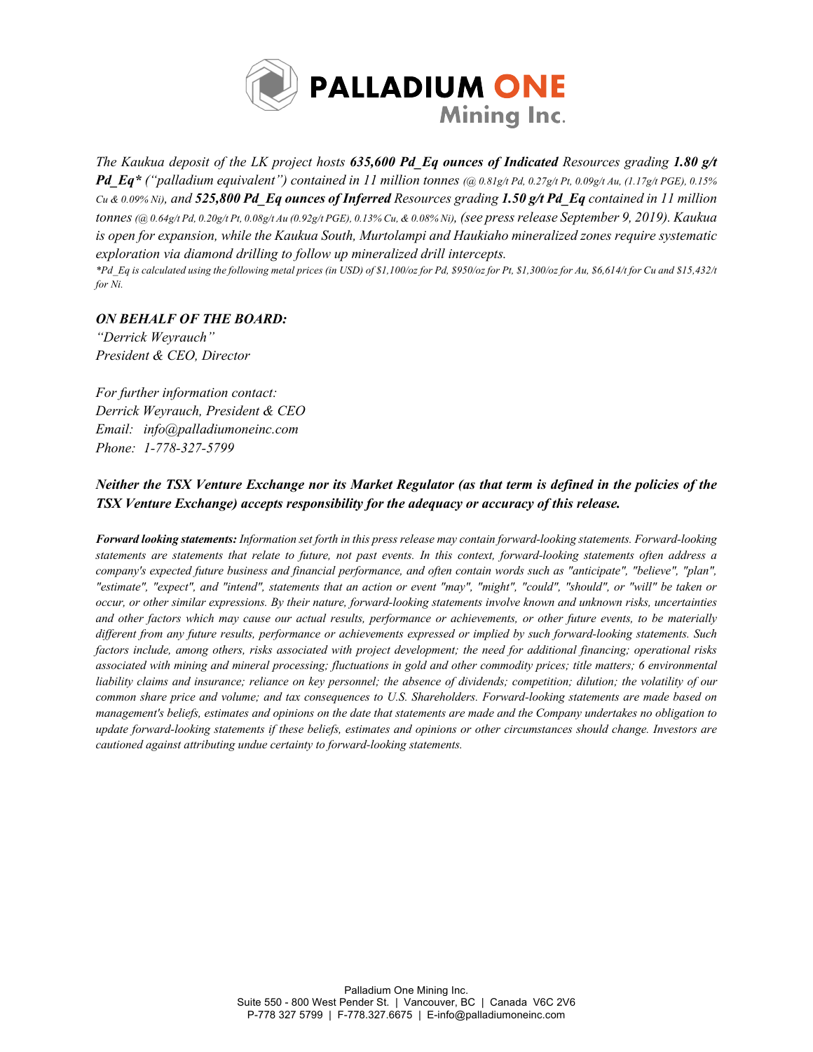*The Kaukua deposit of the LK project hosts **635,600 Pd_Eq ounces of Indicated** Resources grading **1.80 g/t Pd_Eq*** ("palladium equivalent") contained in 11 million tonnes (@ 0.81g/t Pd, 0.27g/t Pt, 0.09g/t Au, (1.17g/t PGE), 0.15% Cu & 0.09% Ni), and **525,800 Pd_Eq ounces of Inferred** Resources grading **1.50 g/t Pd_Eq** contained in 11 million tonnes (@ 0.64g/t Pd, 0.20g/t Pt, 0.08g/t Au (0.92g/t PGE), 0.13% Cu, & 0.08% Ni), (see press release September 9, 2019). Kaukua is open for expansion, while the Kaukua South, Murtolampi and Haukiaho mineralized zones require systematic exploration via diamond drilling to follow up mineralized drill intercepts.*

*\*Pd_Eq is calculated using the following metal prices (in USD) of $1,100/oz for Pd, $950/oz for Pt, $1,300/oz for Au, $6,614/t for Cu and $15,432/t for Ni.*

***ON BEHALF OF THE BOARD:***
*"Derrick Weyrauch"*
*President & CEO, Director*

*For further information contact:*
*Derrick Weyrauch, President & CEO*
*Email: info@palladiumoneinc.com*
*Phone: 1-778-327-5799*

***Neither the TSX Venture Exchange nor its Market Regulator (as that term is defined in the policies of the TSX Venture Exchange) accepts responsibility for the adequacy or accuracy of this release.***

***Forward looking statements:** Information set forth in this press release may contain forward-looking statements. Forward-looking statements are statements that relate to future, not past events. In this context, forward-looking statements often address a company's expected future business and financial performance, and often contain words such as "anticipate", "believe", "plan", "estimate", "expect", and "intend", statements that an action or event "may", "might", "could", "should", or "will" be taken or occur, or other similar expressions. By their nature, forward-looking statements involve known and unknown risks, uncertainties and other factors which may cause our actual results, performance or achievements, or other future events, to be materially different from any future results, performance or achievements expressed or implied by such forward-looking statements. Such factors include, among others, risks associated with project development; the need for additional financing; operational risks associated with mining and mineral processing; fluctuations in gold and other commodity prices; title matters; 6 environmental liability claims and insurance; reliance on key personnel; the absence of dividends; competition; dilution; the volatility of our common share price and volume; and tax consequences to U.S. Shareholders. Forward-looking statements are made based on management's beliefs, estimates and opinions on the date that statements are made and the Company undertakes no obligation to update forward-looking statements if these beliefs, estimates and opinions or other circumstances should change. Investors are cautioned against attributing undue certainty to forward-looking statements.*

Palladium One Mining Inc.
Suite 550 - 800 West Pender St. | Vancouver, BC | Canada V6C 2V6
P-778 327 5799 | F-778.327.6675 | E-info@palladiumoneinc.com